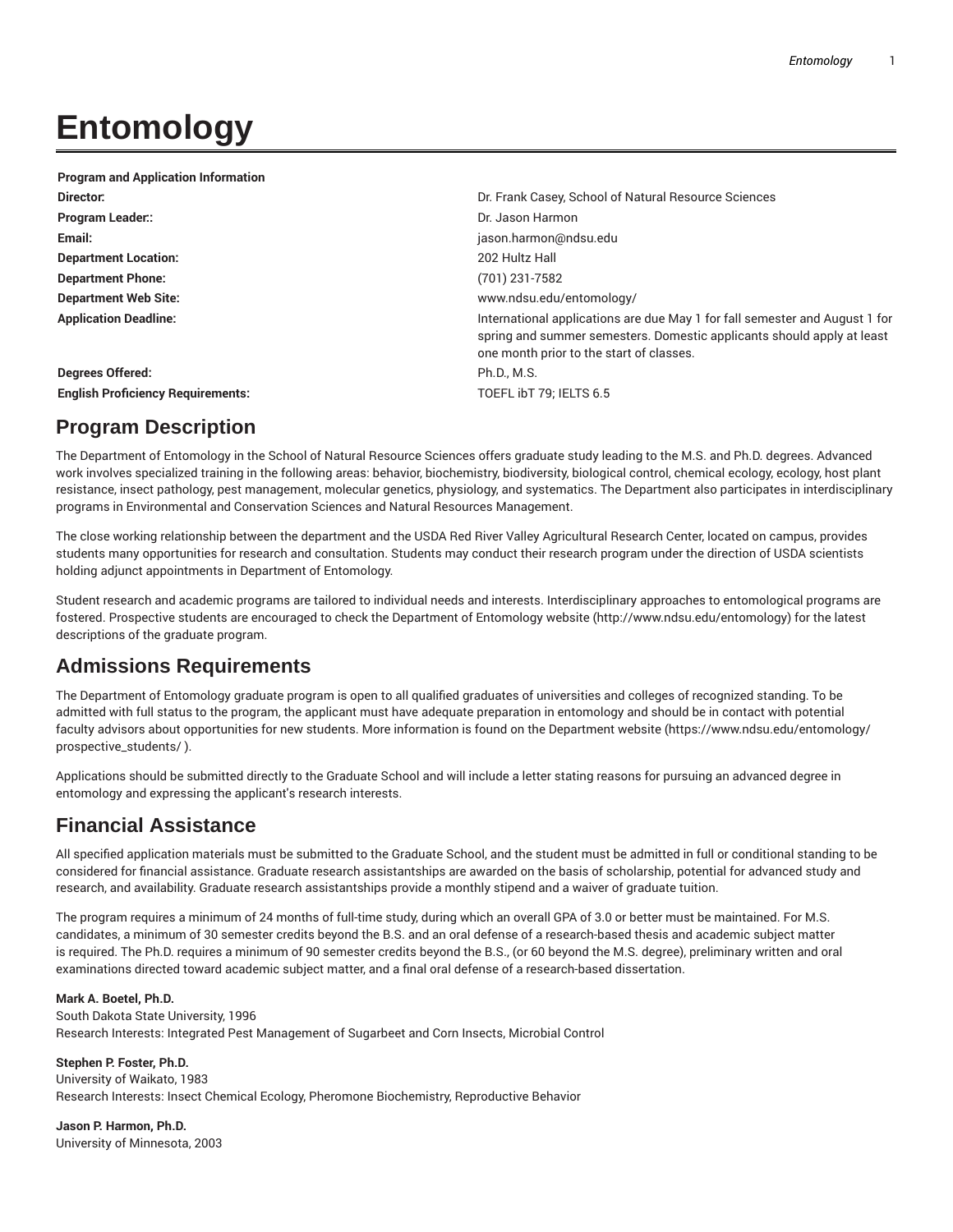# Entomology

| Program and Application Information | |
|---|---|
| **Director:** | Dr. Frank Casey, School of Natural Resource Sciences |
| **Program Leader::** | Dr. Jason Harmon |
| **Email:** | jason.harmon@ndsu.edu |
| **Department Location:** | 202 Hultz Hall |
| **Department Phone:** | (701) 231-7582 |
| **Department Web Site:** | www.ndsu.edu/entomology/ |
| **Application Deadline:** | International applications are due May 1 for fall semester and August 1 for spring and summer semesters. Domestic applicants should apply at least one month prior to the start of classes. |
| **Degrees Offered:** | Ph.D., M.S. |
| **English Proficiency Requirements:** | TOEFL ibT 79; IELTS 6.5 |

## Program Description

The Department of Entomology in the School of Natural Resource Sciences offers graduate study leading to the M.S. and Ph.D. degrees. Advanced work involves specialized training in the following areas: behavior, biochemistry, biodiversity, biological control, chemical ecology, ecology, host plant resistance, insect pathology, pest management, molecular genetics, physiology, and systematics. The Department also participates in interdisciplinary programs in Environmental and Conservation Sciences and Natural Resources Management.

The close working relationship between the department and the USDA Red River Valley Agricultural Research Center, located on campus, provides students many opportunities for research and consultation. Students may conduct their research program under the direction of USDA scientists holding adjunct appointments in Department of Entomology.

Student research and academic programs are tailored to individual needs and interests. Interdisciplinary approaches to entomological programs are fostered. Prospective students are encouraged to check the Department of Entomology website (http://www.ndsu.edu/entomology) for the latest descriptions of the graduate program.

## Admissions Requirements

The Department of Entomology graduate program is open to all qualified graduates of universities and colleges of recognized standing. To be admitted with full status to the program, the applicant must have adequate preparation in entomology and should be in contact with potential faculty advisors about opportunities for new students. More information is found on the Department website (https://www.ndsu.edu/entomology/prospective_students/ ).

Applications should be submitted directly to the Graduate School and will include a letter stating reasons for pursuing an advanced degree in entomology and expressing the applicant's research interests.

## Financial Assistance

All specified application materials must be submitted to the Graduate School, and the student must be admitted in full or conditional standing to be considered for financial assistance. Graduate research assistantships are awarded on the basis of scholarship, potential for advanced study and research, and availability. Graduate research assistantships provide a monthly stipend and a waiver of graduate tuition.

The program requires a minimum of 24 months of full-time study, during which an overall GPA of 3.0 or better must be maintained. For M.S. candidates, a minimum of 30 semester credits beyond the B.S. and an oral defense of a research-based thesis and academic subject matter is required. The Ph.D. requires a minimum of 90 semester credits beyond the B.S., (or 60 beyond the M.S. degree), preliminary written and oral examinations directed toward academic subject matter, and a final oral defense of a research-based dissertation.

**Mark A. Boetel, Ph.D.**
South Dakota State University, 1996
Research Interests: Integrated Pest Management of Sugarbeet and Corn Insects, Microbial Control

**Stephen P. Foster, Ph.D.**
University of Waikato, 1983
Research Interests: Insect Chemical Ecology, Pheromone Biochemistry, Reproductive Behavior

**Jason P. Harmon, Ph.D.**
University of Minnesota, 2003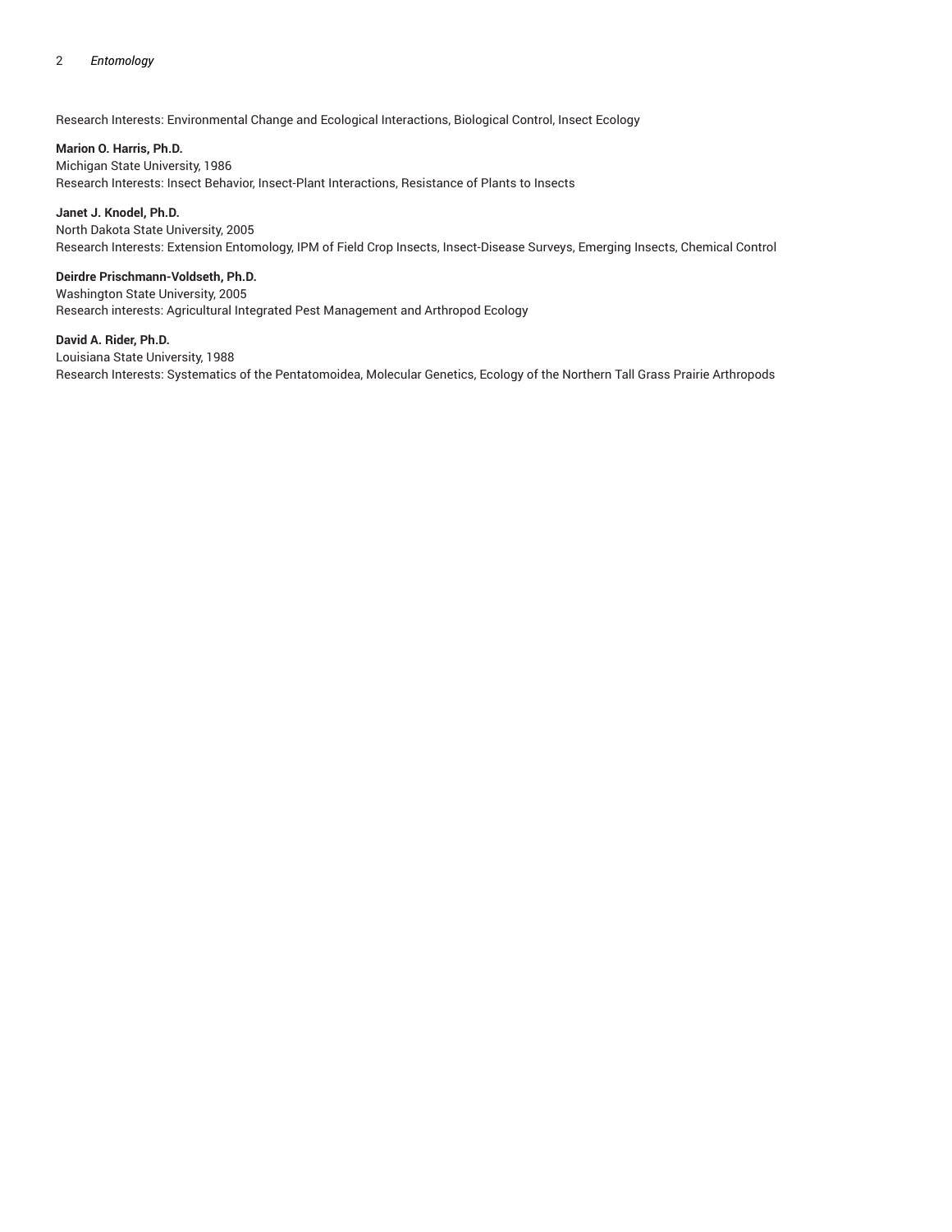Research Interests: Environmental Change and Ecological Interactions, Biological Control, Insect Ecology

**Marion O. Harris, Ph.D.**
Michigan State University, 1986
Research Interests: Insect Behavior, Insect-Plant Interactions, Resistance of Plants to Insects

**Janet J. Knodel, Ph.D.**
North Dakota State University, 2005
Research Interests: Extension Entomology, IPM of Field Crop Insects, Insect-Disease Surveys, Emerging Insects, Chemical Control

**Deirdre Prischmann-Voldseth, Ph.D.**
Washington State University, 2005
Research interests: Agricultural Integrated Pest Management and Arthropod Ecology

**David A. Rider, Ph.D.**
Louisiana State University, 1988
Research Interests: Systematics of the Pentatomoidea, Molecular Genetics, Ecology of the Northern Tall Grass Prairie Arthropods